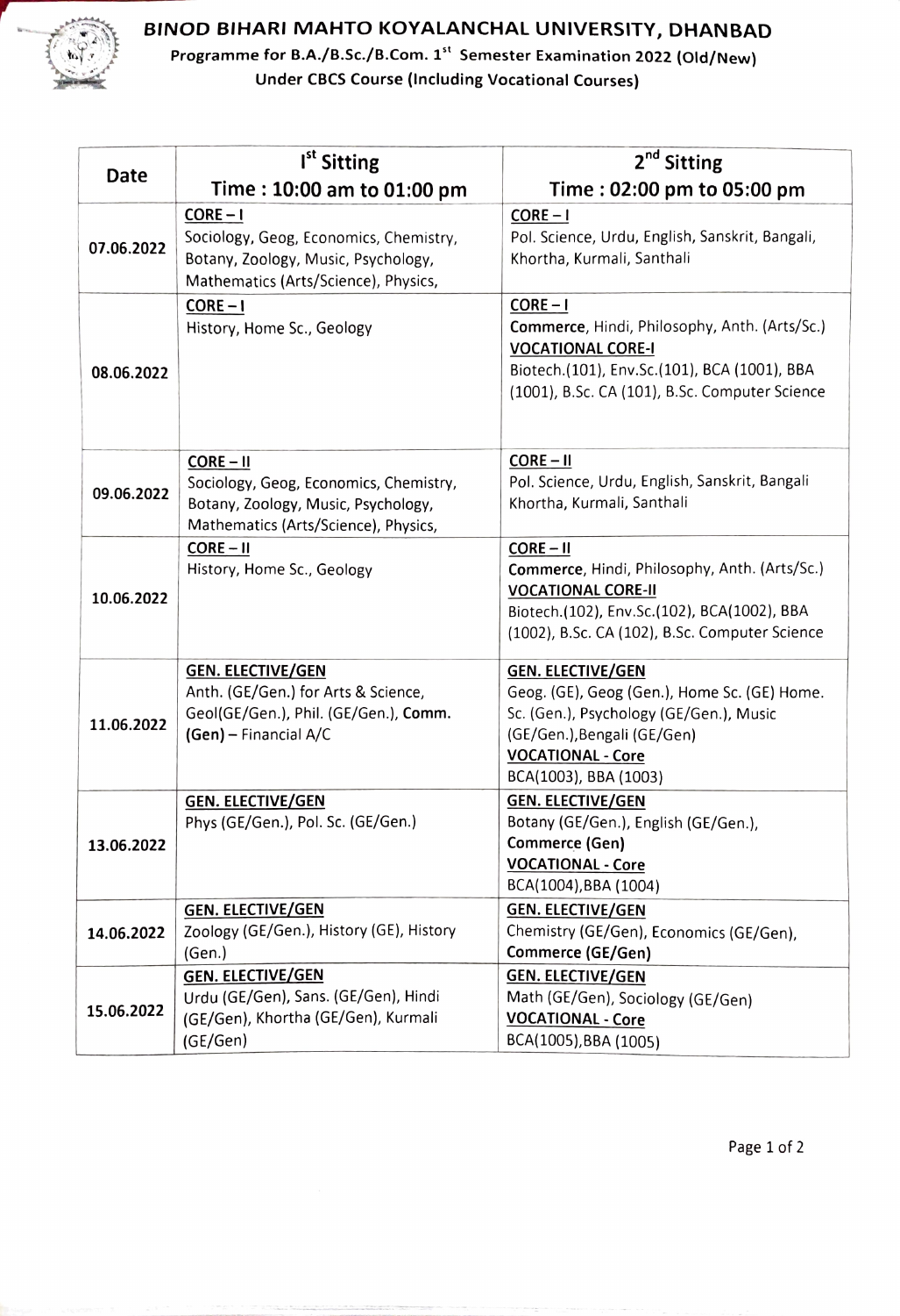# BINOD BIHARI MAHTO KOYALANCHAL UNIVERSITY, DHANBAD

## Programme for B.A./B.Sc./B.Com. 1st Semester Examination 2022 (Old/New)

### Under CBCS Course (Including Vocational Courses)

| Date | Ist Sitting<br>Time : 10:00 am to 01:00 pm | 2nd Sitting<br>Time : 02:00 pm to 05:00 pm |
|---|---|---|
| 07.06.2022 | **CORE – I**<br>Sociology, Geog, Economics, Chemistry, Botany, Zoology, Music, Psychology, Mathematics (Arts/Science), Physics, | **CORE – I**<br>Pol. Science, Urdu, English, Sanskrit, Bangali, Khortha, Kurmali, Santhali |
| 08.06.2022 | **CORE – I**<br>History, Home Sc., Geology | **CORE – I**<br>**Commerce**, Hindi, Philosophy, Anth. (Arts/Sc.)<br>**VOCATIONAL CORE-I**<br>Biotech.(101), Env.Sc.(101), BCA (1001), BBA (1001), B.Sc. CA (101), B.Sc. Computer Science |
| 09.06.2022 | **CORE – II**<br>Sociology, Geog, Economics, Chemistry, Botany, Zoology, Music, Psychology, Mathematics (Arts/Science), Physics, | **CORE – II**<br>Pol. Science, Urdu, English, Sanskrit, Bangali Khortha, Kurmali, Santhali |
| 10.06.2022 | **CORE – II**<br>History, Home Sc., Geology | **CORE – II**<br>**Commerce**, Hindi, Philosophy, Anth. (Arts/Sc.)<br>**VOCATIONAL CORE-II**<br>Biotech.(102), Env.Sc.(102), BCA(1002), BBA (1002), B.Sc. CA (102), B.Sc. Computer Science |
| 11.06.2022 | **GEN. ELECTIVE/GEN**<br>Anth. (GE/Gen.) for Arts & Science, Geol(GE/Gen.), Phil. (GE/Gen.), **Comm. (Gen)** – Financial A/C | **GEN. ELECTIVE/GEN**<br>Geog. (GE), Geog (Gen.), Home Sc. (GE) Home. Sc. (Gen.), Psychology (GE/Gen.), Music (GE/Gen.),Bengali (GE/Gen)<br>**VOCATIONAL - Core**<br>BCA(1003), BBA (1003) |
| 13.06.2022 | **GEN. ELECTIVE/GEN**<br>Phys (GE/Gen.), Pol. Sc. (GE/Gen.) | **GEN. ELECTIVE/GEN**<br>Botany (GE/Gen.), English (GE/Gen.), **Commerce (Gen)**<br>**VOCATIONAL - Core**<br>BCA(1004),BBA (1004) |
| 14.06.2022 | **GEN. ELECTIVE/GEN**<br>Zoology (GE/Gen.), History (GE), History (Gen.) | **GEN. ELECTIVE/GEN**<br>Chemistry (GE/Gen), Economics (GE/Gen), **Commerce (GE/Gen)** |
| 15.06.2022 | **GEN. ELECTIVE/GEN**<br>Urdu (GE/Gen), Sans. (GE/Gen), Hindi (GE/Gen), Khortha (GE/Gen), Kurmali (GE/Gen) | **GEN. ELECTIVE/GEN**<br>Math (GE/Gen), Sociology (GE/Gen)<br>**VOCATIONAL - Core**<br>BCA(1005),BBA (1005) |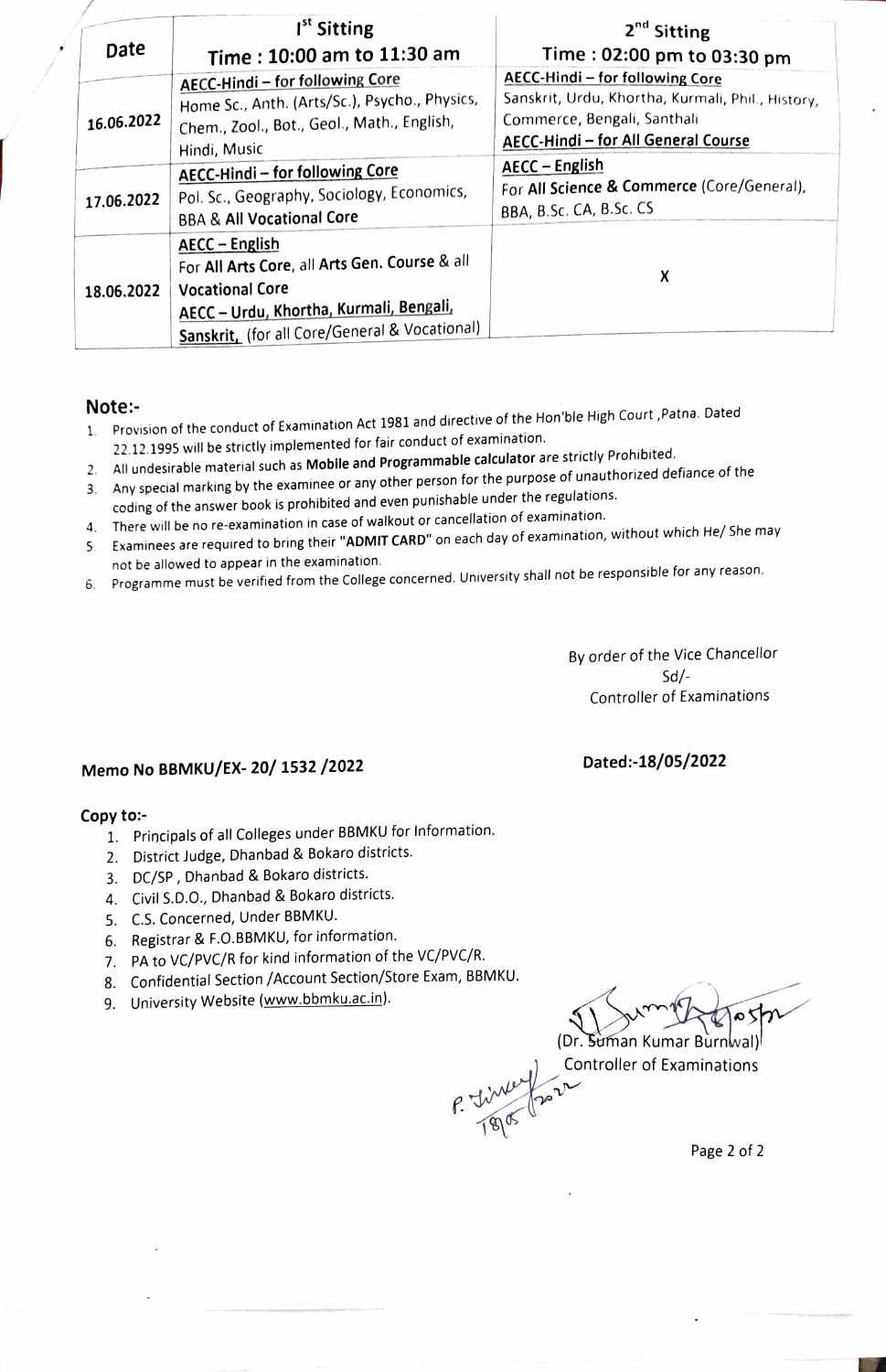| Date | I[st] Sitting<br>Time : 10:00 am to 11:30 am | 2[nd] Sitting<br>Time : 02:00 pm to 03:30 pm |
|---|---|---|
| 16.06.2022 | AECC-Hindi – for following Core<br>Home Sc., Anth. (Arts/Sc.), Psycho., Physics, Chem., Zool., Bot., Geol., Math., English, Hindi, Music | AECC-Hindi – for following Core<br>Sanskrit, Urdu, Khortha, Kurmali, Phil., History, Commerce, Bengali, Santhali<br>AECC-Hindi – for All General Course |
| 17.06.2022 | AECC-Hindi – for following Core<br>Pol. Sc., Geography, Sociology, Economics, BBA & **All Vocational Core** | AECC – English<br>For **All Science & Commerce** (Core/General), BBA, B.Sc. CA, B.Sc. CS |
| 18.06.2022 | AECC – English<br>For **All Arts Core**, all **Arts Gen. Course** & all **Vocational Core**<br>AECC – Urdu, Khortha, Kurmali, Bengali, Sanskrit, (for all Core/General & Vocational) | X |

## Note:-

1. Provision of the conduct of Examination Act 1981 and directive of the Hon'ble High Court ,Patna. Dated 22.12.1995 will be strictly implemented for fair conduct of examination.
2. All undesirable material such as **Mobile and Programmable calculator** are strictly Prohibited.
3. Any special marking by the examinee or any other person for the purpose of unauthorized defiance of the coding of the answer book is prohibited and even punishable under the regulations.
4. There will be no re-examination in case of walkout or cancellation of examination.
5. Examinees are required to bring their **"ADMIT CARD"** on each day of examination, without which He/ She may not be allowed to appear in the examination.
6. Programme must be verified from the College concerned. University shall not be responsible for any reason.

By order of the Vice Chancellor
Sd/-
Controller of Examinations

**Memo No BBMKU/EX- 20/ 1532 /2022** **Dated:-18/05/2022**

**Copy to:-**

1. Principals of all Colleges under BBMKU for Information.
2. District Judge, Dhanbad & Bokaro districts.
3. DC/SP , Dhanbad & Bokaro districts.
4. Civil S.D.O., Dhanbad & Bokaro districts.
5. C.S. Concerned, Under BBMKU.
6. Registrar & F.O.BBMKU, for information.
7. PA to VC/PVC/R for kind information of the VC/PVC/R.
8. Confidential Section /Account Section/Store Exam, BBMKU.
9. University Website (www.bbmku.ac.in).

(Dr. Suman Kumar Burnwal)
Controller of Examinations